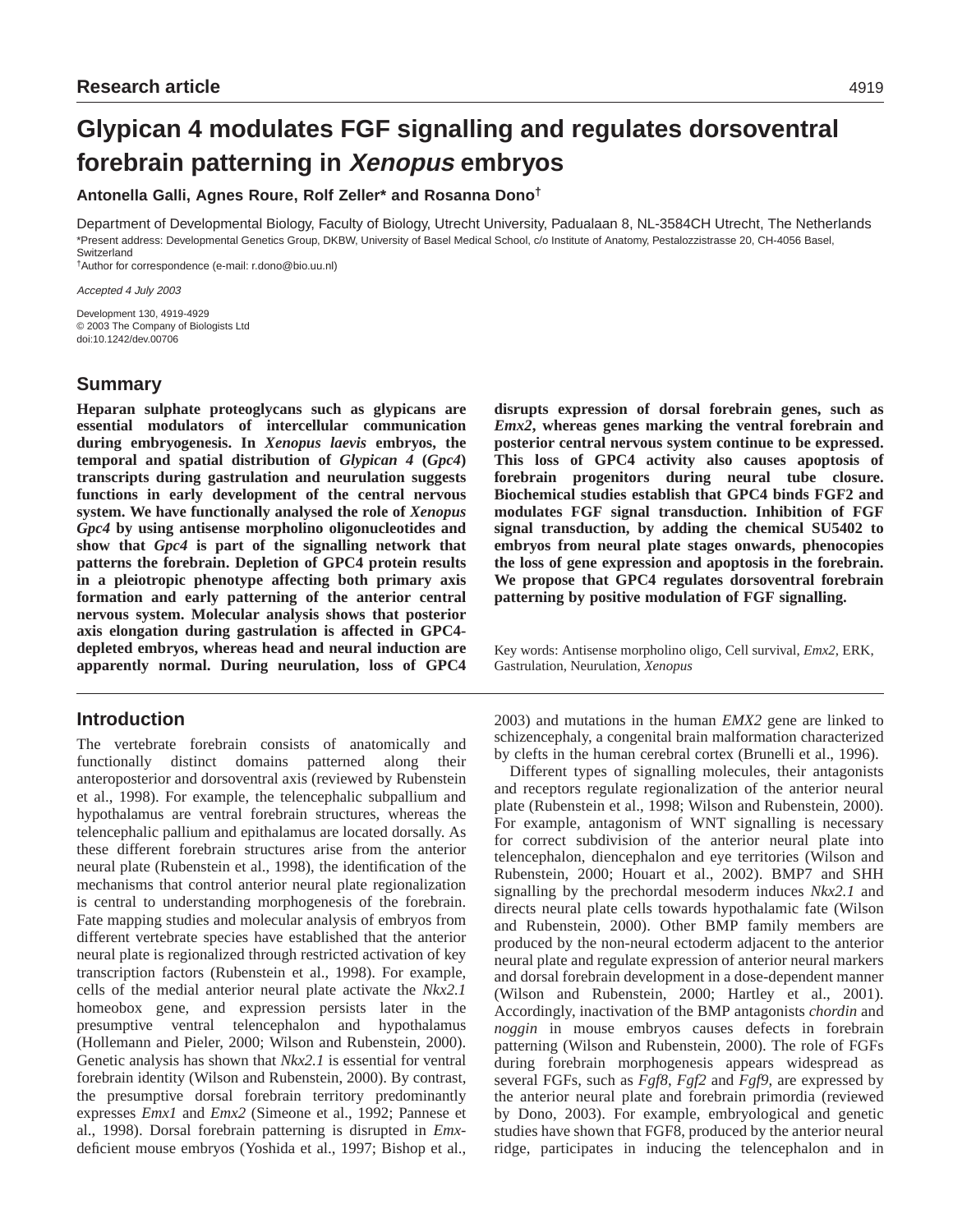Research article

# Glypican 4 modulates FGF signalling and regulates dorsoventral forebrain patterning in *Xenopus* embryos

**Antonella Galli, Agnes Roure, Rolf Zeller* and Rosanna Dono[†]**

Department of Developmental Biology, Faculty of Biology, Utrecht University, Padualaan 8, NL-3584CH Utrecht, The Netherlands

*Present address: Developmental Genetics Group, DKBW, University of Basel Medical School, c/o Institute of Anatomy, Pestalozzistrasse 20, CH-4056 Basel, Switzerland

[†]Author for correspondence (e-mail: r.dono@bio.uu.nl)

*Accepted 4 July 2003*

Development 130, 4919-4929
© 2003 The Company of Biologists Ltd
doi:10.1242/dev.00706

## Summary

**Heparan sulphate proteoglycans such as glypicans are essential modulators of intercellular communication during embryogenesis. In *Xenopus laevis* embryos, the temporal and spatial distribution of *Glypican 4* (*Gpc4*) transcripts during gastrulation and neurulation suggests functions in early development of the central nervous system. We have functionally analysed the role of *Xenopus Gpc4* by using antisense morpholino oligonucleotides and show that *Gpc4* is part of the signalling network that patterns the forebrain. Depletion of GPC4 protein results in a pleiotropic phenotype affecting both primary axis formation and early patterning of the anterior central nervous system. Molecular analysis shows that posterior axis elongation during gastrulation is affected in GPC4-depleted embryos, whereas head and neural induction are apparently normal. During neurulation, loss of GPC4 disrupts expression of dorsal forebrain genes, such as *Emx2*, whereas genes marking the ventral forebrain and posterior central nervous system continue to be expressed. This loss of GPC4 activity also causes apoptosis of forebrain progenitors during neural tube closure. Biochemical studies establish that GPC4 binds FGF2 and modulates FGF signal transduction. Inhibition of FGF signal transduction, by adding the chemical SU5402 to embryos from neural plate stages onwards, phenocopies the loss of gene expression and apoptosis in the forebrain. We propose that GPC4 regulates dorsoventral forebrain patterning by positive modulation of FGF signalling.**

Key words: Antisense morpholino oligo, Cell survival, *Emx2*, ERK, Gastrulation, Neurulation, *Xenopus*

## Introduction

The vertebrate forebrain consists of anatomically and functionally distinct domains patterned along their anteroposterior and dorsoventral axis (reviewed by Rubenstein et al., 1998). For example, the telencephalic subpallium and hypothalamus are ventral forebrain structures, whereas the telencephalic pallium and epithalamus are located dorsally. As these different forebrain structures arise from the anterior neural plate (Rubenstein et al., 1998), the identification of the mechanisms that control anterior neural plate regionalization is central to understanding morphogenesis of the forebrain. Fate mapping studies and molecular analysis of embryos from different vertebrate species have established that the anterior neural plate is regionalized through restricted activation of key transcription factors (Rubenstein et al., 1998). For example, cells of the medial anterior neural plate activate the *Nkx2.1* homeobox gene, and expression persists later in the presumptive ventral telencephalon and hypothalamus (Hollemann and Pieler, 2000; Wilson and Rubenstein, 2000). Genetic analysis has shown that *Nkx2.1* is essential for ventral forebrain identity (Wilson and Rubenstein, 2000). By contrast, the presumptive dorsal forebrain territory predominantly expresses *Emx1* and *Emx2* (Simeone et al., 1992; Pannese et al., 1998). Dorsal forebrain patterning is disrupted in *Emx*-deficient mouse embryos (Yoshida et al., 1997; Bishop et al., 2003) and mutations in the human *EMX2* gene are linked to schizencephaly, a congenital brain malformation characterized by clefts in the human cerebral cortex (Brunelli et al., 1996).

Different types of signalling molecules, their antagonists and receptors regulate regionalization of the anterior neural plate (Rubenstein et al., 1998; Wilson and Rubenstein, 2000). For example, antagonism of WNT signalling is necessary for correct subdivision of the anterior neural plate into telencephalon, diencephalon and eye territories (Wilson and Rubenstein, 2000; Houart et al., 2002). BMP7 and SHH signalling by the prechordal mesoderm induces *Nkx2.1* and directs neural plate cells towards hypothalamic fate (Wilson and Rubenstein, 2000). Other BMP family members are produced by the non-neural ectoderm adjacent to the anterior neural plate and regulate expression of anterior neural markers and dorsal forebrain development in a dose-dependent manner (Wilson and Rubenstein, 2000; Hartley et al., 2001). Accordingly, inactivation of the BMP antagonists *chordin* and *noggin* in mouse embryos causes defects in forebrain patterning (Wilson and Rubenstein, 2000). The role of FGFs during forebrain morphogenesis appears widespread as several FGFs, such as *Fgf8*, *Fgf2* and *Fgf9*, are expressed by the anterior neural plate and forebrain primordia (reviewed by Dono, 2003). For example, embryological and genetic studies have shown that FGF8, produced by the anterior neural ridge, participates in inducing the telencephalon and in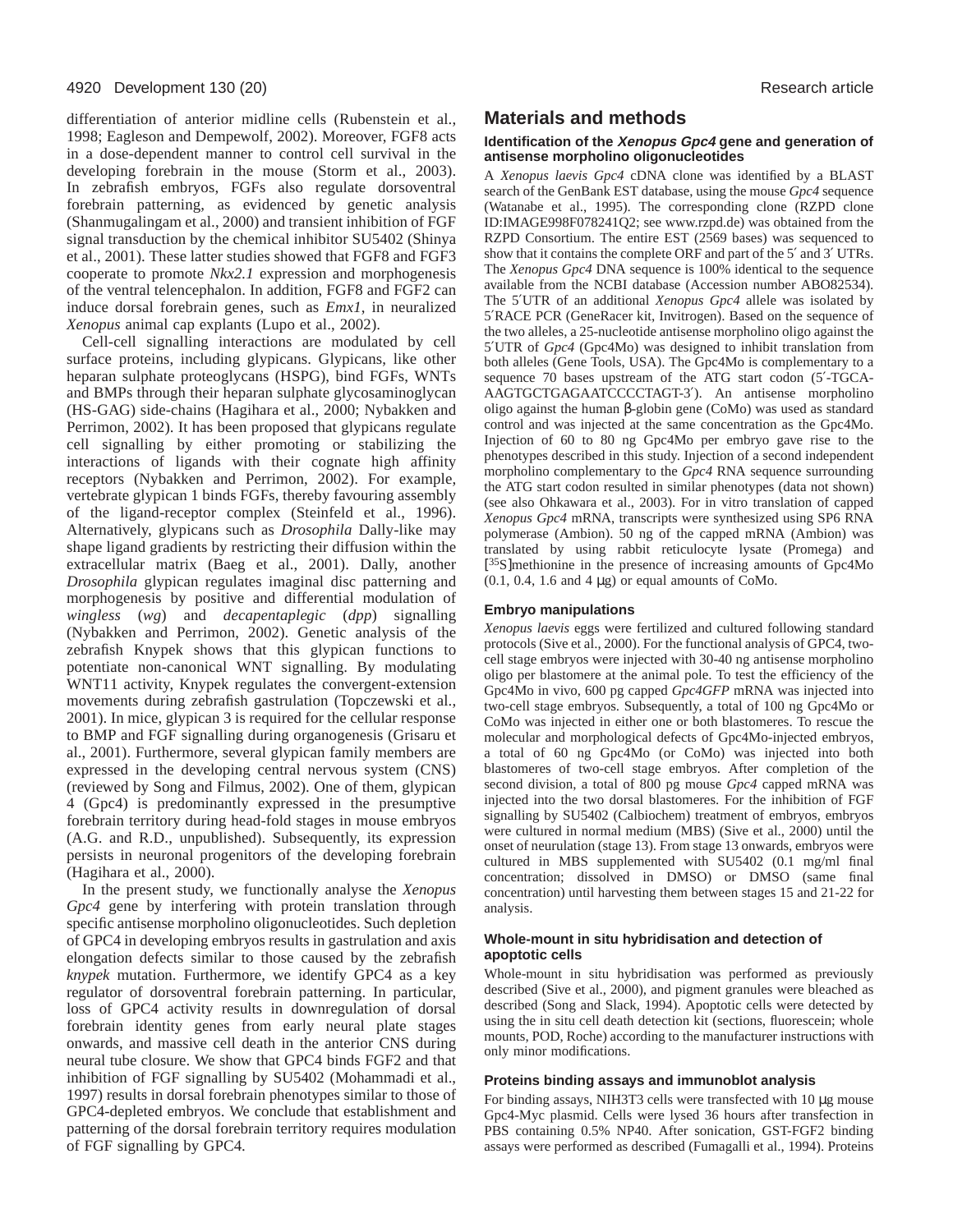differentiation of anterior midline cells (Rubenstein et al., 1998; Eagleson and Dempewolf, 2002). Moreover, FGF8 acts in a dose-dependent manner to control cell survival in the developing forebrain in the mouse (Storm et al., 2003). In zebrafish embryos, FGFs also regulate dorsoventral forebrain patterning, as evidenced by genetic analysis (Shanmugalingam et al., 2000) and transient inhibition of FGF signal transduction by the chemical inhibitor SU5402 (Shinya et al., 2001). These latter studies showed that FGF8 and FGF3 cooperate to promote *Nkx2.1* expression and morphogenesis of the ventral telencephalon. In addition, FGF8 and FGF2 can induce dorsal forebrain genes, such as *Emx1*, in neuralized *Xenopus* animal cap explants (Lupo et al., 2002).

Cell-cell signalling interactions are modulated by cell surface proteins, including glypicans. Glypicans, like other heparan sulphate proteoglycans (HSPG), bind FGFs, WNTs and BMPs through their heparan sulphate glycosaminoglycan (HS-GAG) side-chains (Hagihara et al., 2000; Nybakken and Perrimon, 2002). It has been proposed that glypicans regulate cell signalling by either promoting or stabilizing the interactions of ligands with their cognate high affinity receptors (Nybakken and Perrimon, 2002). For example, vertebrate glypican 1 binds FGFs, thereby favouring assembly of the ligand-receptor complex (Steinfeld et al., 1996). Alternatively, glypicans such as *Drosophila* Dally-like may shape ligand gradients by restricting their diffusion within the extracellular matrix (Baeg et al., 2001). Dally, another *Drosophila* glypican regulates imaginal disc patterning and morphogenesis by positive and differential modulation of *wingless* (*wg*) and *decapentaplegic* (*dpp*) signalling (Nybakken and Perrimon, 2002). Genetic analysis of the zebrafish Knypek shows that this glypican functions to potentiate non-canonical WNT signalling. By modulating WNT11 activity, Knypek regulates the convergent-extension movements during zebrafish gastrulation (Topczewski et al., 2001). In mice, glypican 3 is required for the cellular response to BMP and FGF signalling during organogenesis (Grisaru et al., 2001). Furthermore, several glypican family members are expressed in the developing central nervous system (CNS) (reviewed by Song and Filmus, 2002). One of them, glypican 4 (Gpc4) is predominantly expressed in the presumptive forebrain territory during head-fold stages in mouse embryos (A.G. and R.D., unpublished). Subsequently, its expression persists in neuronal progenitors of the developing forebrain (Hagihara et al., 2000).

In the present study, we functionally analyse the *Xenopus Gpc4* gene by interfering with protein translation through specific antisense morpholino oligonucleotides. Such depletion of GPC4 in developing embryos results in gastrulation and axis elongation defects similar to those caused by the zebrafish *knypek* mutation. Furthermore, we identify GPC4 as a key regulator of dorsoventral forebrain patterning. In particular, loss of GPC4 activity results in downregulation of dorsal forebrain identity genes from early neural plate stages onwards, and massive cell death in the anterior CNS during neural tube closure. We show that GPC4 binds FGF2 and that inhibition of FGF signalling by SU5402 (Mohammadi et al., 1997) results in dorsal forebrain phenotypes similar to those of GPC4-depleted embryos. We conclude that establishment and patterning of the dorsal forebrain territory requires modulation of FGF signalling by GPC4.

## Materials and methods

### Identification of the *Xenopus Gpc4* gene and generation of antisense morpholino oligonucleotides

A *Xenopus laevis Gpc4* cDNA clone was identified by a BLAST search of the GenBank EST database, using the mouse *Gpc4* sequence (Watanabe et al., 1995). The corresponding clone (RZPD clone ID:IMAGE998F078241Q2; see www.rzpd.de) was obtained from the RZPD Consortium. The entire EST (2569 bases) was sequenced to show that it contains the complete ORF and part of the 5′ and 3′ UTRs. The *Xenopus Gpc4* DNA sequence is 100% identical to the sequence available from the NCBI database (Accession number ABO82534). The 5′UTR of an additional *Xenopus Gpc4* allele was isolated by 5′RACE PCR (GeneRacer kit, Invitrogen). Based on the sequence of the two alleles, a 25-nucleotide antisense morpholino oligo against the 5′UTR of *Gpc4* (Gpc4Mo) was designed to inhibit translation from both alleles (Gene Tools, USA). The Gpc4Mo is complementary to a sequence 70 bases upstream of the ATG start codon (5′-TGCA-AAGTGCTGAGAATCCCCTAGT-3′). An antisense morpholino oligo against the human β-globin gene (CoMo) was used as standard control and was injected at the same concentration as the Gpc4Mo. Injection of 60 to 80 ng Gpc4Mo per embryo gave rise to the phenotypes described in this study. Injection of a second independent morpholino complementary to the *Gpc4* RNA sequence surrounding the ATG start codon resulted in similar phenotypes (data not shown) (see also Ohkawara et al., 2003). For in vitro translation of capped *Xenopus Gpc4* mRNA, transcripts were synthesized using SP6 RNA polymerase (Ambion). 50 ng of the capped mRNA (Ambion) was translated by using rabbit reticulocyte lysate (Promega) and [$^{35}$S]methionine in the presence of increasing amounts of Gpc4Mo (0.1, 0.4, 1.6 and 4 μg) or equal amounts of CoMo.

### Embryo manipulations

*Xenopus laevis* eggs were fertilized and cultured following standard protocols (Sive et al., 2000). For the functional analysis of GPC4, two-cell stage embryos were injected with 30-40 ng antisense morpholino oligo per blastomere at the animal pole. To test the efficiency of the Gpc4Mo in vivo, 600 pg capped *Gpc4GFP* mRNA was injected into two-cell stage embryos. Subsequently, a total of 100 ng Gpc4Mo or CoMo was injected in either one or both blastomeres. To rescue the molecular and morphological defects of Gpc4Mo-injected embryos, a total of 60 ng Gpc4Mo (or CoMo) was injected into both blastomeres of two-cell stage embryos. After completion of the second division, a total of 800 pg mouse *Gpc4* capped mRNA was injected into the two dorsal blastomeres. For the inhibition of FGF signalling by SU5402 (Calbiochem) treatment of embryos, embryos were cultured in normal medium (MBS) (Sive et al., 2000) until the onset of neurulation (stage 13). From stage 13 onwards, embryos were cultured in MBS supplemented with SU5402 (0.1 mg/ml final concentration; dissolved in DMSO) or DMSO (same final concentration) until harvesting them between stages 15 and 21-22 for analysis.

### Whole-mount in situ hybridisation and detection of apoptotic cells

Whole-mount in situ hybridisation was performed as previously described (Sive et al., 2000), and pigment granules were bleached as described (Song and Slack, 1994). Apoptotic cells were detected by using the in situ cell death detection kit (sections, fluorescein; whole mounts, POD, Roche) according to the manufacturer instructions with only minor modifications.

### Proteins binding assays and immunoblot analysis

For binding assays, NIH3T3 cells were transfected with 10 μg mouse Gpc4-Myc plasmid. Cells were lysed 36 hours after transfection in PBS containing 0.5% NP40. After sonication, GST-FGF2 binding assays were performed as described (Fumagalli et al., 1994). Proteins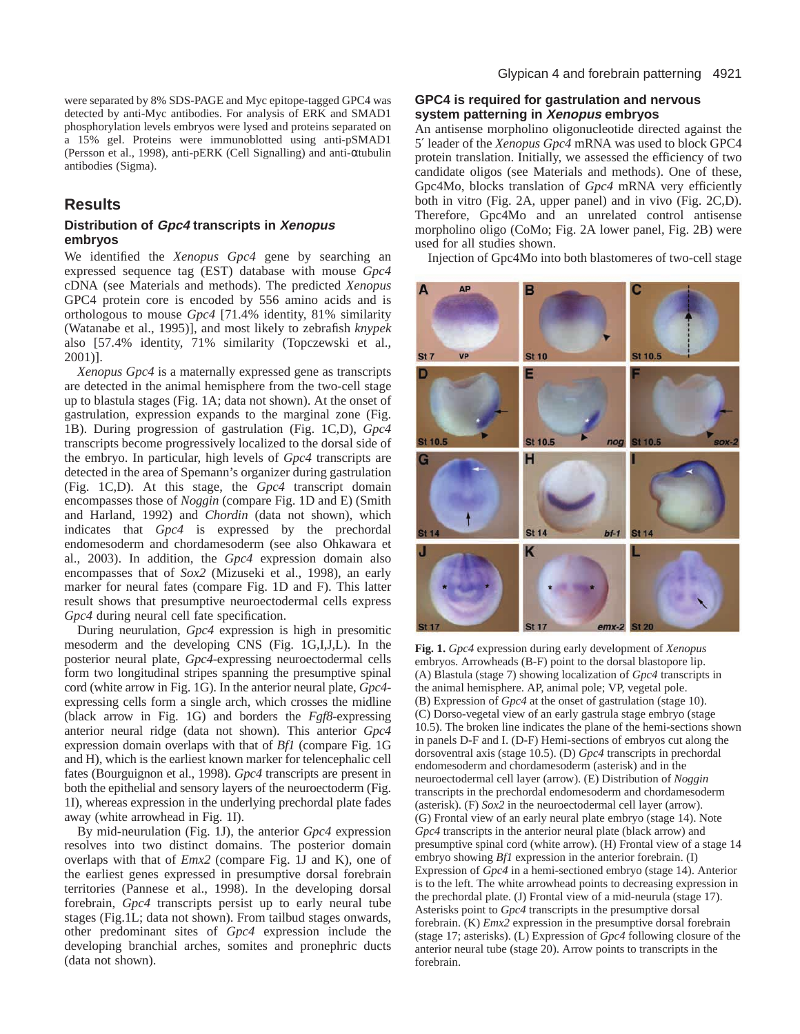were separated by 8% SDS-PAGE and Myc epitope-tagged GPC4 was detected by anti-Myc antibodies. For analysis of ERK and SMAD1 phosphorylation levels embryos were lysed and proteins separated on a 15% gel. Proteins were immunoblotted using anti-pSMAD1 (Persson et al., 1998), anti-pERK (Cell Signalling) and anti-αtubulin antibodies (Sigma).

## Results

### Distribution of *Gpc4* transcripts in *Xenopus* embryos

We identified the *Xenopus Gpc4* gene by searching an expressed sequence tag (EST) database with mouse *Gpc4* cDNA (see Materials and methods). The predicted *Xenopus* GPC4 protein core is encoded by 556 amino acids and is orthologous to mouse *Gpc4* [71.4% identity, 81% similarity (Watanabe et al., 1995)], and most likely to zebrafish *knypek* also [57.4% identity, 71% similarity (Topczewski et al., 2001)].

*Xenopus Gpc4* is a maternally expressed gene as transcripts are detected in the animal hemisphere from the two-cell stage up to blastula stages (Fig. 1A; data not shown). At the onset of gastrulation, expression expands to the marginal zone (Fig. 1B). During progression of gastrulation (Fig. 1C,D), *Gpc4* transcripts become progressively localized to the dorsal side of the embryo. In particular, high levels of *Gpc4* transcripts are detected in the area of Spemann's organizer during gastrulation (Fig. 1C,D). At this stage, the *Gpc4* transcript domain encompasses those of *Noggin* (compare Fig. 1D and E) (Smith and Harland, 1992) and *Chordin* (data not shown), which indicates that *Gpc4* is expressed by the prechordal endomesoderm and chordamesoderm (see also Ohkawara et al., 2003). In addition, the *Gpc4* expression domain also encompasses that of *Sox2* (Mizuseki et al., 1998), an early marker for neural fates (compare Fig. 1D and F). This latter result shows that presumptive neuroectodermal cells express *Gpc4* during neural cell fate specification.

During neurulation, *Gpc4* expression is high in presomitic mesoderm and the developing CNS (Fig. 1G,I,J,L). In the posterior neural plate, *Gpc4*-expressing neuroectodermal cells form two longitudinal stripes spanning the presumptive spinal cord (white arrow in Fig. 1G). In the anterior neural plate, *Gpc4*-expressing cells form a single arch, which crosses the midline (black arrow in Fig. 1G) and borders the *Fgf8*-expressing anterior neural ridge (data not shown). This anterior *Gpc4* expression domain overlaps with that of *Bf1* (compare Fig. 1G and H), which is the earliest known marker for telencephalic cell fates (Bourguignon et al., 1998). *Gpc4* transcripts are present in both the epithelial and sensory layers of the neuroectoderm (Fig. 1I), whereas expression in the underlying prechordal plate fades away (white arrowhead in Fig. 1I).

By mid-neurulation (Fig. 1J), the anterior *Gpc4* expression resolves into two distinct domains. The posterior domain overlaps with that of *Emx2* (compare Fig. 1J and K), one of the earliest genes expressed in presumptive dorsal forebrain territories (Pannese et al., 1998). In the developing dorsal forebrain, *Gpc4* transcripts persist up to early neural tube stages (Fig.1L; data not shown). From tailbud stages onwards, other predominant sites of *Gpc4* expression include the developing branchial arches, somites and pronephric ducts (data not shown).

### GPC4 is required for gastrulation and nervous system patterning in *Xenopus* embryos

An antisense morpholino oligonucleotide directed against the 5′ leader of the *Xenopus Gpc4* mRNA was used to block GPC4 protein translation. Initially, we assessed the efficiency of two candidate oligos (see Materials and methods). One of these, Gpc4Mo, blocks translation of *Gpc4* mRNA very efficiently both in vitro (Fig. 2A, upper panel) and in vivo (Fig. 2C,D). Therefore, Gpc4Mo and an unrelated control antisense morpholino oligo (CoMo; Fig. 2A lower panel, Fig. 2B) were used for all studies shown.

Injection of Gpc4Mo into both blastomeres of two-cell stage

**Fig. 1.** *Gpc4* expression during early development of *Xenopus* embryos. Arrowheads (B-F) point to the dorsal blastopore lip. (A) Blastula (stage 7) showing localization of *Gpc4* transcripts in the animal hemisphere. AP, animal pole; VP, vegetal pole. (B) Expression of *Gpc4* at the onset of gastrulation (stage 10). (C) Dorso-vegetal view of an early gastrula stage embryo (stage 10.5). The broken line indicates the plane of the hemi-sections shown in panels D-F and I. (D-F) Hemi-sections of embryos cut along the dorsoventral axis (stage 10.5). (D) *Gpc4* transcripts in prechordal endomesoderm and chordamesoderm (asterisk) and in the neuroectodermal cell layer (arrow). (E) Distribution of *Noggin* transcripts in the prechordal endomesoderm and chordamesoderm (asterisk). (F) *Sox2* in the neuroectodermal cell layer (arrow). (G) Frontal view of an early neural plate embryo (stage 14). Note *Gpc4* transcripts in the anterior neural plate (black arrow) and presumptive spinal cord (white arrow). (H) Frontal view of a stage 14 embryo showing *Bf1* expression in the anterior forebrain. (I) Expression of *Gpc4* in a hemi-sectioned embryo (stage 14). Anterior is to the left. The white arrowhead points to decreasing expression in the prechordal plate. (J) Frontal view of a mid-neurula (stage 17). Asterisks point to *Gpc4* transcripts in the presumptive dorsal forebrain. (K) *Emx2* expression in the presumptive dorsal forebrain (stage 17; asterisks). (L) Expression of *Gpc4* following closure of the anterior neural tube (stage 20). Arrow points to transcripts in the forebrain.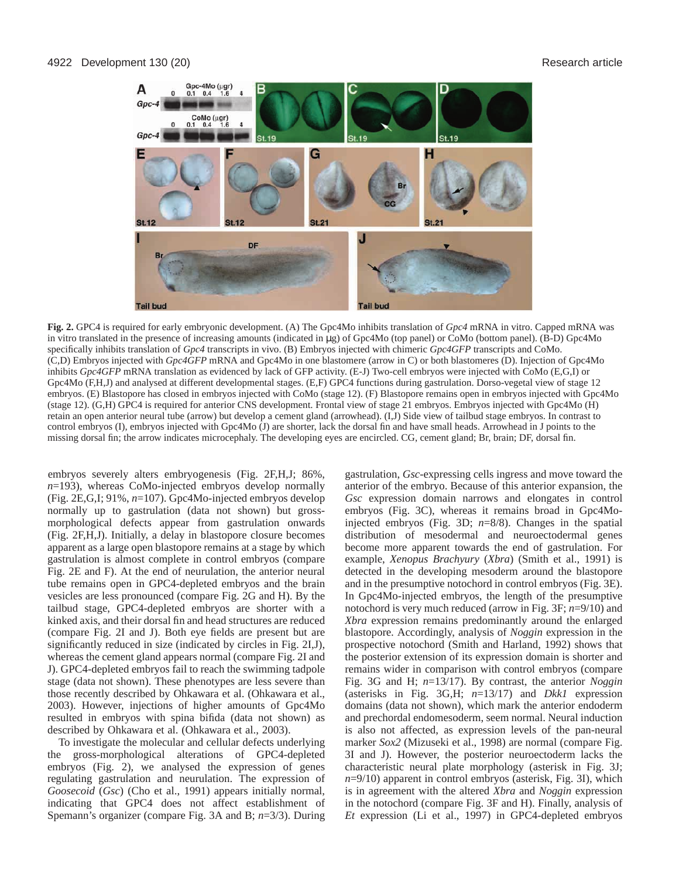**Fig. 2.** GPC4 is required for early embryonic development. (A) The Gpc4Mo inhibits translation of *Gpc4* mRNA in vitro. Capped mRNA was in vitro translated in the presence of increasing amounts (indicated in μg) of Gpc4Mo (top panel) or CoMo (bottom panel). (B-D) Gpc4Mo specifically inhibits translation of *Gpc4* transcripts in vivo. (B) Embryos injected with chimeric *Gpc4GFP* transcripts and CoMo. (C,D) Embryos injected with *Gpc4GFP* mRNA and Gpc4Mo in one blastomere (arrow in C) or both blastomeres (D). Injection of Gpc4Mo inhibits *Gpc4GFP* mRNA translation as evidenced by lack of GFP activity. (E-J) Two-cell embryos were injected with CoMo (E,G,I) or Gpc4Mo (F,H,J) and analysed at different developmental stages. (E,F) GPC4 functions during gastrulation. Dorso-vegetal view of stage 12 embryos. (E) Blastopore has closed in embryos injected with CoMo (stage 12). (F) Blastopore remains open in embryos injected with Gpc4Mo (stage 12). (G,H) GPC4 is required for anterior CNS development. Frontal view of stage 21 embryos. Embryos injected with Gpc4Mo (H) retain an open anterior neural tube (arrow) but develop a cement gland (arrowhead). (I,J) Side view of tailbud stage embryos. In contrast to control embryos (I), embryos injected with Gpc4Mo (J) are shorter, lack the dorsal fin and have small heads. Arrowhead in J points to the missing dorsal fin; the arrow indicates microcephaly. The developing eyes are encircled. CG, cement gland; Br, brain; DF, dorsal fin.

embryos severely alters embryogenesis (Fig. 2F,H,J; 86%, *n*=193), whereas CoMo-injected embryos develop normally (Fig. 2E,G,I; 91%, *n*=107). Gpc4Mo-injected embryos develop normally up to gastrulation (data not shown) but gross-morphological defects appear from gastrulation onwards (Fig. 2F,H,J). Initially, a delay in blastopore closure becomes apparent as a large open blastopore remains at a stage by which gastrulation is almost complete in control embryos (compare Fig. 2E and F). At the end of neurulation, the anterior neural tube remains open in GPC4-depleted embryos and the brain vesicles are less pronounced (compare Fig. 2G and H). By the tailbud stage, GPC4-depleted embryos are shorter with a kinked axis, and their dorsal fin and head structures are reduced (compare Fig. 2I and J). Both eye fields are present but are significantly reduced in size (indicated by circles in Fig. 2I,J), whereas the cement gland appears normal (compare Fig. 2I and J). GPC4-depleted embryos fail to reach the swimming tadpole stage (data not shown). These phenotypes are less severe than those recently described by Ohkawara et al. (Ohkawara et al., 2003). However, injections of higher amounts of Gpc4Mo resulted in embryos with spina bifida (data not shown) as described by Ohkawara et al. (Ohkawara et al., 2003).

To investigate the molecular and cellular defects underlying the gross-morphological alterations of GPC4-depleted embryos (Fig. 2), we analysed the expression of genes regulating gastrulation and neurulation. The expression of *Goosecoid* (*Gsc*) (Cho et al., 1991) appears initially normal, indicating that GPC4 does not affect establishment of Spemann's organizer (compare Fig. 3A and B; *n*=3/3). During gastrulation, *Gsc*-expressing cells ingress and move toward the anterior of the embryo. Because of this anterior expansion, the *Gsc* expression domain narrows and elongates in control embryos (Fig. 3C), whereas it remains broad in Gpc4Mo-injected embryos (Fig. 3D; *n*=8/8). Changes in the spatial distribution of mesodermal and neuroectodermal genes become more apparent towards the end of gastrulation. For example, *Xenopus Brachyury* (*Xbra*) (Smith et al., 1991) is detected in the developing mesoderm around the blastopore and in the presumptive notochord in control embryos (Fig. 3E). In Gpc4Mo-injected embryos, the length of the presumptive notochord is very much reduced (arrow in Fig. 3F; *n*=9/10) and *Xbra* expression remains predominantly around the enlarged blastopore. Accordingly, analysis of *Noggin* expression in the prospective notochord (Smith and Harland, 1992) shows that the posterior extension of its expression domain is shorter and remains wider in comparison with control embryos (compare Fig. 3G and H; *n*=13/17). By contrast, the anterior *Noggin* (asterisks in Fig. 3G,H; *n*=13/17) and *Dkk1* expression domains (data not shown), which mark the anterior endoderm and prechordal endomesoderm, seem normal. Neural induction is also not affected, as expression levels of the pan-neural marker *Sox2* (Mizuseki et al., 1998) are normal (compare Fig. 3I and J). However, the posterior neuroectoderm lacks the characteristic neural plate morphology (asterisk in Fig. 3J; *n*=9/10) apparent in control embryos (asterisk, Fig. 3I), which is in agreement with the altered *Xbra* and *Noggin* expression in the notochord (compare Fig. 3F and H). Finally, analysis of *Et* expression (Li et al., 1997) in GPC4-depleted embryos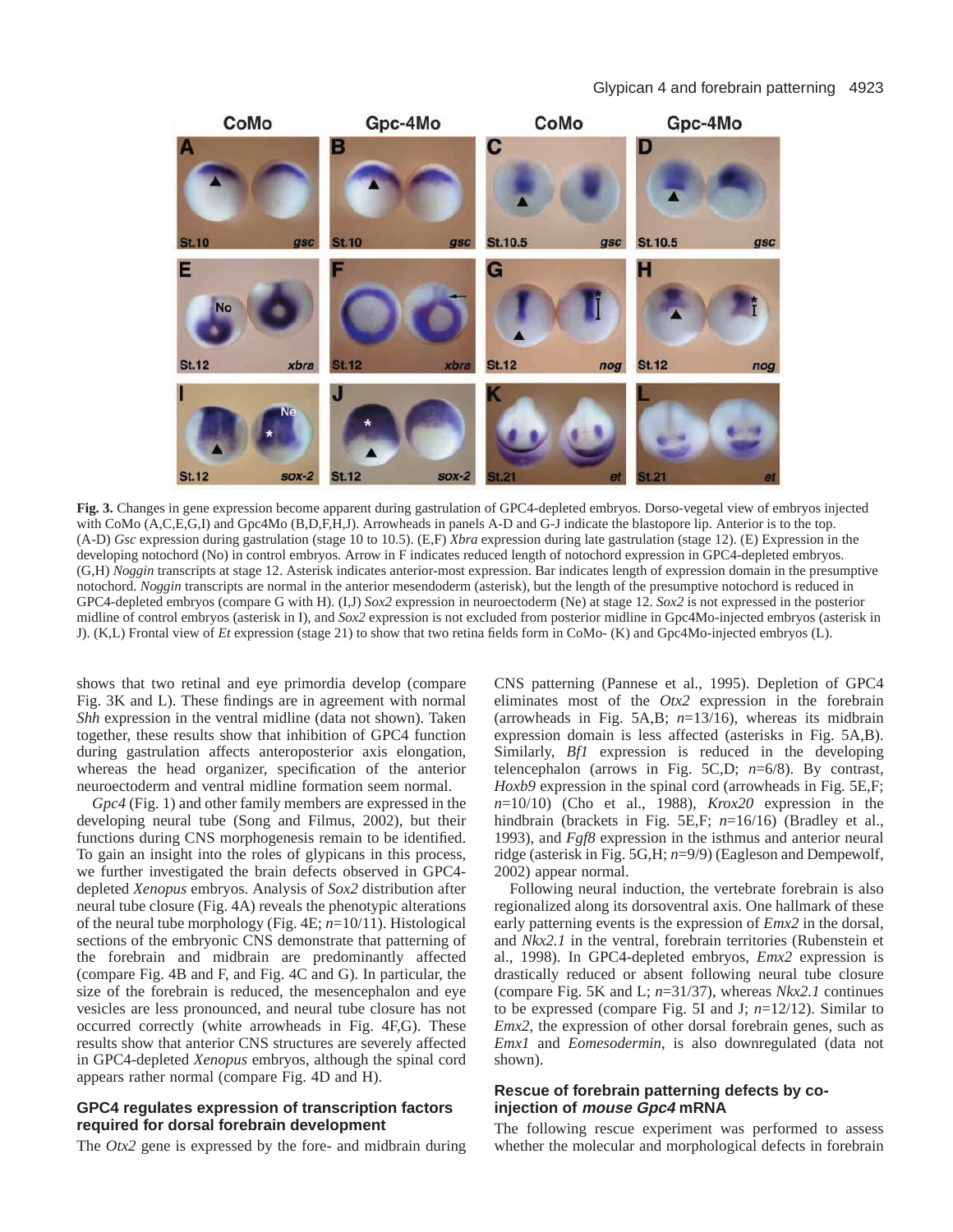**Fig. 3.** Changes in gene expression become apparent during gastrulation of GPC4-depleted embryos. Dorso-vegetal view of embryos injected with CoMo (A,C,E,G,I) and Gpc4Mo (B,D,F,H,J). Arrowheads in panels A-D and G-J indicate the blastopore lip. Anterior is to the top. (A-D) *Gsc* expression during gastrulation (stage 10 to 10.5). (E,F) *Xbra* expression during late gastrulation (stage 12). (E) Expression in the developing notochord (No) in control embryos. Arrow in F indicates reduced length of notochord expression in GPC4-depleted embryos. (G,H) *Noggin* transcripts at stage 12. Asterisk indicates anterior-most expression. Bar indicates length of expression domain in the presumptive notochord. *Noggin* transcripts are normal in the anterior mesendoderm (asterisk), but the length of the presumptive notochord is reduced in GPC4-depleted embryos (compare G with H). (I,J) *Sox2* expression in neuroectoderm (Ne) at stage 12. *Sox2* is not expressed in the posterior midline of control embryos (asterisk in I), and *Sox2* expression is not excluded from posterior midline in Gpc4Mo-injected embryos (asterisk in J). (K,L) Frontal view of *Et* expression (stage 21) to show that two retina fields form in CoMo- (K) and Gpc4Mo-injected embryos (L).

shows that two retinal and eye primordia develop (compare Fig. 3K and L). These findings are in agreement with normal *Shh* expression in the ventral midline (data not shown). Taken together, these results show that inhibition of GPC4 function during gastrulation affects anteroposterior axis elongation, whereas the head organizer, specification of the anterior neuroectoderm and ventral midline formation seem normal.

*Gpc4* (Fig. 1) and other family members are expressed in the developing neural tube (Song and Filmus, 2002), but their functions during CNS morphogenesis remain to be identified. To gain an insight into the roles of glypicans in this process, we further investigated the brain defects observed in GPC4-depleted *Xenopus* embryos. Analysis of *Sox2* distribution after neural tube closure (Fig. 4A) reveals the phenotypic alterations of the neural tube morphology (Fig. 4E; *n*=10/11). Histological sections of the embryonic CNS demonstrate that patterning of the forebrain and midbrain are predominantly affected (compare Fig. 4B and F, and Fig. 4C and G). In particular, the size of the forebrain is reduced, the mesencephalon and eye vesicles are less pronounced, and neural tube closure has not occurred correctly (white arrowheads in Fig. 4F,G). These results show that anterior CNS structures are severely affected in GPC4-depleted *Xenopus* embryos, although the spinal cord appears rather normal (compare Fig. 4D and H).

## GPC4 regulates expression of transcription factors required for dorsal forebrain development

The *Otx2* gene is expressed by the fore- and midbrain during CNS patterning (Pannese et al., 1995). Depletion of GPC4 eliminates most of the *Otx2* expression in the forebrain (arrowheads in Fig. 5A,B; *n*=13/16), whereas its midbrain expression domain is less affected (asterisks in Fig. 5A,B). Similarly, *Bf1* expression is reduced in the developing telencephalon (arrows in Fig. 5C,D; *n*=6/8). By contrast, *Hoxb9* expression in the spinal cord (arrowheads in Fig. 5E,F; *n*=10/10) (Cho et al., 1988), *Krox20* expression in the hindbrain (brackets in Fig. 5E,F; *n*=16/16) (Bradley et al., 1993), and *Fgf8* expression in the isthmus and anterior neural ridge (asterisk in Fig. 5G,H; *n*=9/9) (Eagleson and Dempewolf, 2002) appear normal.

Following neural induction, the vertebrate forebrain is also regionalized along its dorsoventral axis. One hallmark of these early patterning events is the expression of *Emx2* in the dorsal, and *Nkx2.1* in the ventral, forebrain territories (Rubenstein et al., 1998). In GPC4-depleted embryos, *Emx2* expression is drastically reduced or absent following neural tube closure (compare Fig. 5K and L; *n*=31/37), whereas *Nkx2.1* continues to be expressed (compare Fig. 5I and J; *n*=12/12). Similar to *Emx2*, the expression of other dorsal forebrain genes, such as *Emx1* and *Eomesodermin*, is also downregulated (data not shown).

## Rescue of forebrain patterning defects by co-injection of *mouse Gpc4* mRNA

The following rescue experiment was performed to assess whether the molecular and morphological defects in forebrain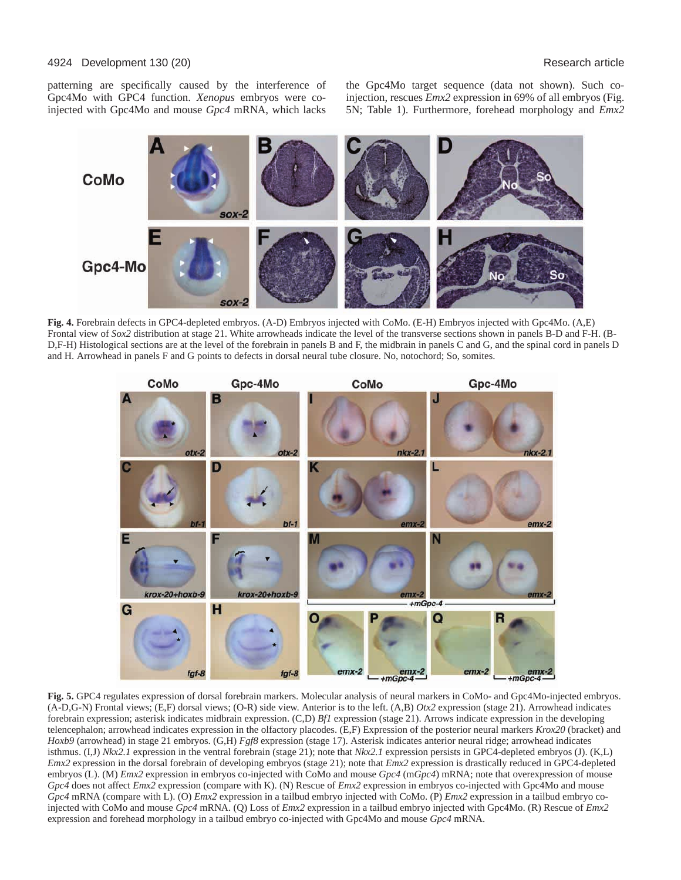patterning are specifically caused by the interference of Gpc4Mo with GPC4 function. *Xenopus* embryos were co-injected with Gpc4Mo and mouse *Gpc4* mRNA, which lacks the Gpc4Mo target sequence (data not shown). Such co-injection, rescues *Emx2* expression in 69% of all embryos (Fig. 5N; Table 1). Furthermore, forehead morphology and *Emx2*

**Fig. 4.** Forebrain defects in GPC4-depleted embryos. (A-D) Embryos injected with CoMo. (E-H) Embryos injected with Gpc4Mo. (A,E) Frontal view of *Sox2* distribution at stage 21. White arrowheads indicate the level of the transverse sections shown in panels B-D and F-H. (B-D,F-H) Histological sections are at the level of the forebrain in panels B and F, the midbrain in panels C and G, and the spinal cord in panels D and H. Arrowhead in panels F and G points to defects in dorsal neural tube closure. No, notochord; So, somites.

**Fig. 5.** GPC4 regulates expression of dorsal forebrain markers. Molecular analysis of neural markers in CoMo- and Gpc4Mo-injected embryos. (A-D,G-N) Frontal views; (E,F) dorsal views; (O-R) side view. Anterior is to the left. (A,B) *Otx2* expression (stage 21). Arrowhead indicates forebrain expression; asterisk indicates midbrain expression. (C,D) *Bf1* expression (stage 21). Arrows indicate expression in the developing telencephalon; arrowhead indicates expression in the olfactory placodes. (E,F) Expression of the posterior neural markers *Krox20* (bracket) and *Hoxb9* (arrowhead) in stage 21 embryos. (G,H) *Fgf8* expression (stage 17). Asterisk indicates anterior neural ridge; arrowhead indicates isthmus. (I,J) *Nkx2.1* expression in the ventral forebrain (stage 21); note that *Nkx2.1* expression persists in GPC4-depleted embryos (J). (K,L) *Emx2* expression in the dorsal forebrain of developing embryos (stage 21); note that *Emx2* expression is drastically reduced in GPC4-depleted embryos (L). (M) *Emx2* expression in embryos co-injected with CoMo and mouse *Gpc4* (m*Gpc4*) mRNA; note that overexpression of mouse *Gpc4* does not affect *Emx2* expression (compare with K). (N) Rescue of *Emx2* expression in embryos co-injected with Gpc4Mo and mouse *Gpc4* mRNA (compare with L). (O) *Emx2* expression in a tailbud embryo injected with CoMo. (P) *Emx2* expression in a tailbud embryo co-injected with CoMo and mouse *Gpc4* mRNA. (Q) Loss of *Emx2* expression in a tailbud embryo injected with Gpc4Mo. (R) Rescue of *Emx2* expression and forehead morphology in a tailbud embryo co-injected with Gpc4Mo and mouse *Gpc4* mRNA.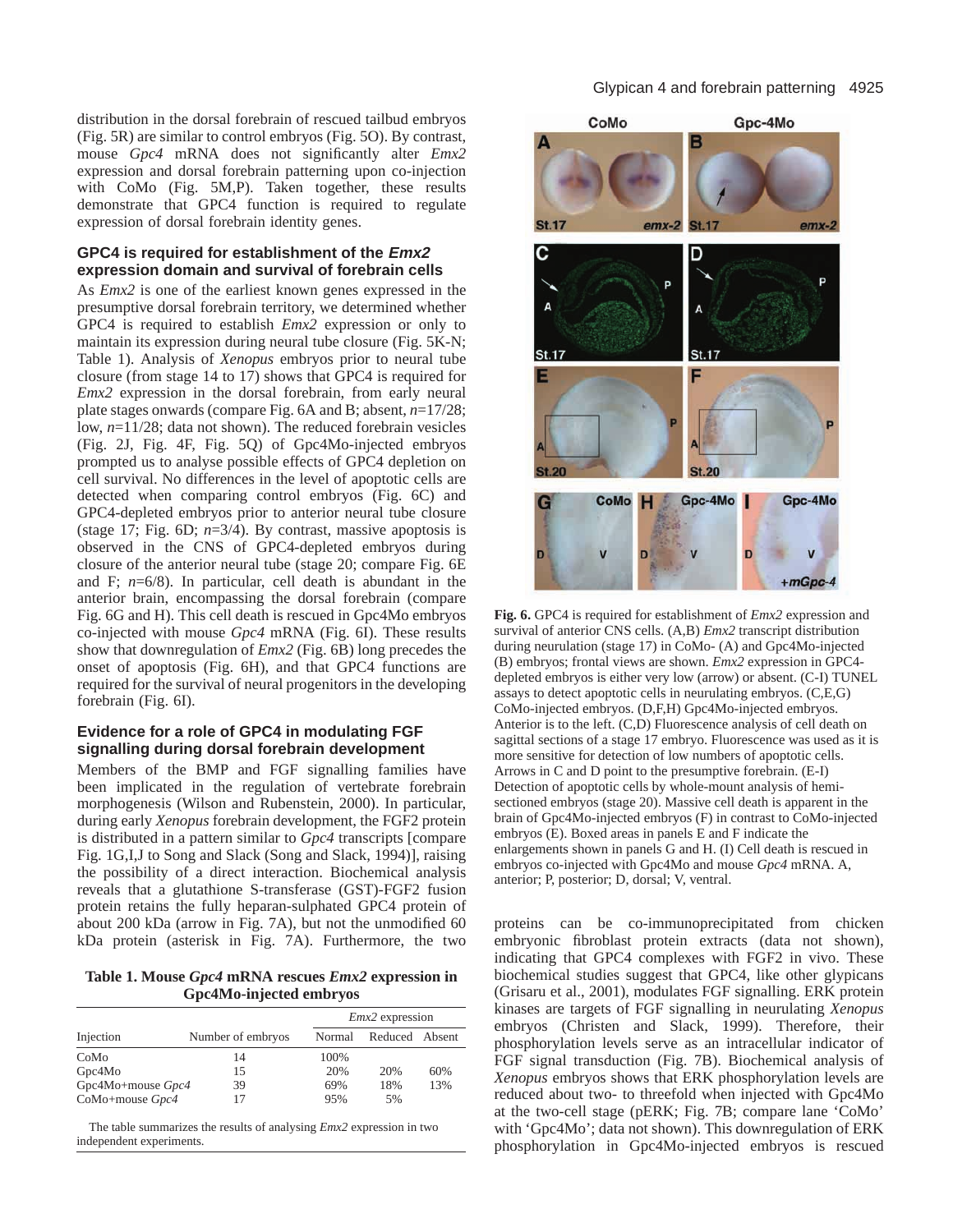distribution in the dorsal forebrain of rescued tailbud embryos (Fig. 5R) are similar to control embryos (Fig. 5O). By contrast, mouse *Gpc4* mRNA does not significantly alter *Emx2* expression and dorsal forebrain patterning upon co-injection with CoMo (Fig. 5M,P). Taken together, these results demonstrate that GPC4 function is required to regulate expression of dorsal forebrain identity genes.

### GPC4 is required for establishment of the *Emx2* expression domain and survival of forebrain cells

As *Emx2* is one of the earliest known genes expressed in the presumptive dorsal forebrain territory, we determined whether GPC4 is required to establish *Emx2* expression or only to maintain its expression during neural tube closure (Fig. 5K-N; Table 1). Analysis of *Xenopus* embryos prior to neural tube closure (from stage 14 to 17) shows that GPC4 is required for *Emx2* expression in the dorsal forebrain, from early neural plate stages onwards (compare Fig. 6A and B; absent, *n*=17/28; low, *n*=11/28; data not shown). The reduced forebrain vesicles (Fig. 2J, Fig. 4F, Fig. 5Q) of Gpc4Mo-injected embryos prompted us to analyse possible effects of GPC4 depletion on cell survival. No differences in the level of apoptotic cells are detected when comparing control embryos (Fig. 6C) and GPC4-depleted embryos prior to anterior neural tube closure (stage 17; Fig. 6D; *n*=3/4). By contrast, massive apoptosis is observed in the CNS of GPC4-depleted embryos during closure of the anterior neural tube (stage 20; compare Fig. 6E and F; *n*=6/8). In particular, cell death is abundant in the anterior brain, encompassing the dorsal forebrain (compare Fig. 6G and H). This cell death is rescued in Gpc4Mo embryos co-injected with mouse *Gpc4* mRNA (Fig. 6I). These results show that downregulation of *Emx2* (Fig. 6B) long precedes the onset of apoptosis (Fig. 6H), and that GPC4 functions are required for the survival of neural progenitors in the developing forebrain (Fig. 6I).

### Evidence for a role of GPC4 in modulating FGF signalling during dorsal forebrain development

Members of the BMP and FGF signalling families have been implicated in the regulation of vertebrate forebrain morphogenesis (Wilson and Rubenstein, 2000). In particular, during early *Xenopus* forebrain development, the FGF2 protein is distributed in a pattern similar to *Gpc4* transcripts [compare Fig. 1G,I,J to Song and Slack (Song and Slack, 1994)], raising the possibility of a direct interaction. Biochemical analysis reveals that a glutathione S-transferase (GST)-FGF2 fusion protein retains the fully heparan-sulphated GPC4 protein of about 200 kDa (arrow in Fig. 7A), but not the unmodified 60 kDa protein (asterisk in Fig. 7A). Furthermore, the two proteins can be co-immunoprecipitated from chicken embryonic fibroblast protein extracts (data not shown), indicating that GPC4 complexes with FGF2 in vivo. These biochemical studies suggest that GPC4, like other glypicans (Grisaru et al., 2001), modulates FGF signalling. ERK protein kinases are targets of FGF signalling in neurulating *Xenopus* embryos (Christen and Slack, 1999). Therefore, their phosphorylation levels serve as an intracellular indicator of FGF signal transduction (Fig. 7B). Biochemical analysis of *Xenopus* embryos shows that ERK phosphorylation levels are reduced about two- to threefold when injected with Gpc4Mo at the two-cell stage (pERK; Fig. 7B; compare lane 'CoMo' with 'Gpc4Mo'; data not shown). This downregulation of ERK phosphorylation in Gpc4Mo-injected embryos is rescued

**Fig. 6.** GPC4 is required for establishment of *Emx2* expression and survival of anterior CNS cells. (A,B) *Emx2* transcript distribution during neurulation (stage 17) in CoMo- (A) and Gpc4Mo-injected (B) embryos; frontal views are shown. *Emx2* expression in GPC4-depleted embryos is either very low (arrow) or absent. (C-I) TUNEL assays to detect apoptotic cells in neurulating embryos. (C,E,G) CoMo-injected embryos. (D,F,H) Gpc4Mo-injected embryos. Anterior is to the left. (C,D) Fluorescence analysis of cell death on sagittal sections of a stage 17 embryo. Fluorescence was used as it is more sensitive for detection of low numbers of apoptotic cells. Arrows in C and D point to the presumptive forebrain. (E-I) Detection of apoptotic cells by whole-mount analysis of hemi-sectioned embryos (stage 20). Massive cell death is apparent in the brain of Gpc4Mo-injected embryos (F) in contrast to CoMo-injected embryos (E). Boxed areas in panels E and F indicate the enlargements shown in panels G and H. (I) Cell death is rescued in embryos co-injected with Gpc4Mo and mouse *Gpc4* mRNA. A, anterior; P, posterior; D, dorsal; V, ventral.

**Table 1. Mouse *Gpc4* mRNA rescues *Emx2* expression in Gpc4Mo-injected embryos**

| Injection | Number of embryos | *Emx2* expression | | |
|---|---|---|---|---|
| | | Normal | Reduced | Absent |
| CoMo | 14 | 100% | | |
| Gpc4Mo | 15 | 20% | 20% | 60% |
| Gpc4Mo+mouse *Gpc4* | 39 | 69% | 18% | 13% |
| CoMo+mouse *Gpc4* | 17 | 95% | 5% | |

The table summarizes the results of analysing *Emx2* expression in two independent experiments.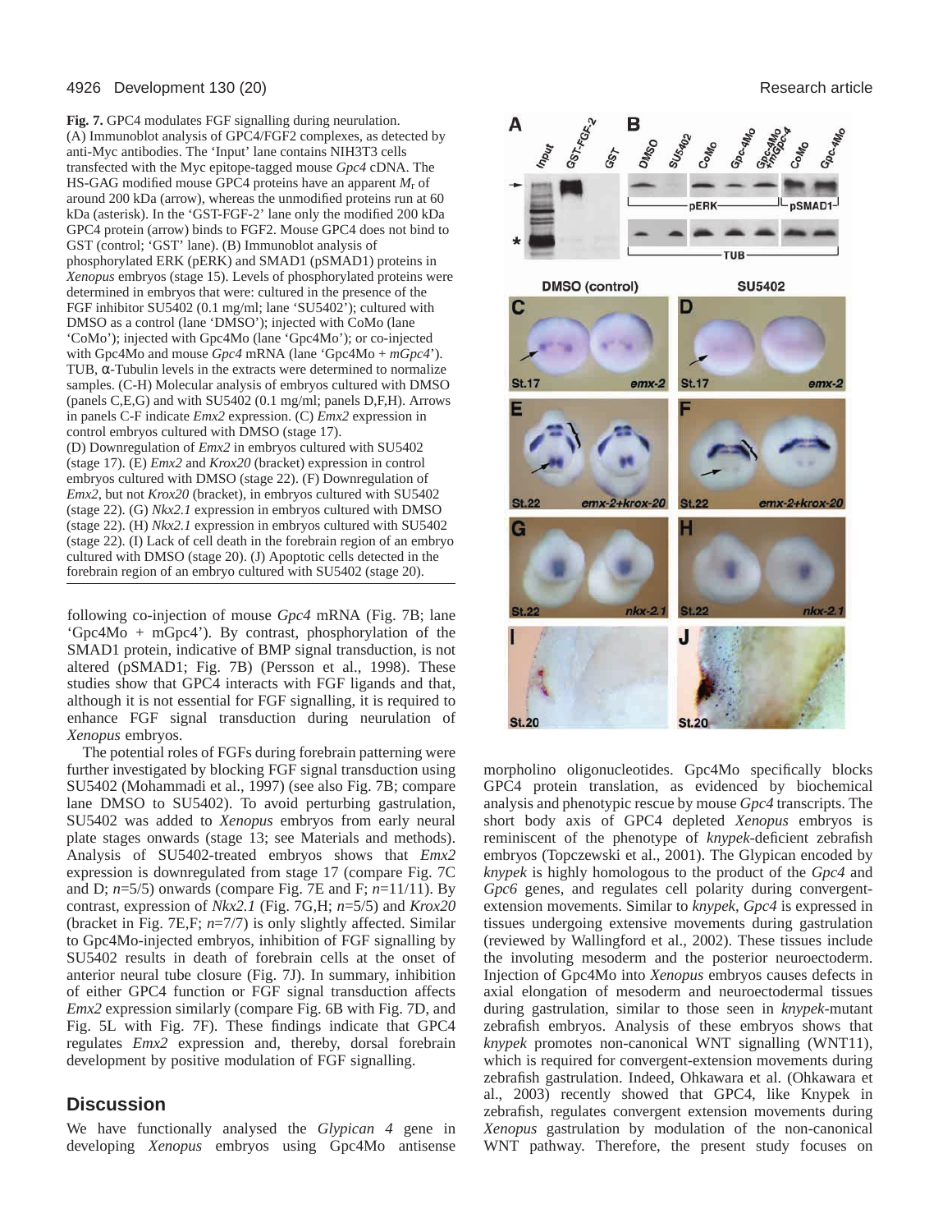**Fig. 7.** GPC4 modulates FGF signalling during neurulation. (A) Immunoblot analysis of GPC4/FGF2 complexes, as detected by anti-Myc antibodies. The 'Input' lane contains NIH3T3 cells transfected with the Myc epitope-tagged mouse *Gpc4* cDNA. The HS-GAG modified mouse GPC4 proteins have an apparent $M_r$ of around 200 kDa (arrow), whereas the unmodified proteins run at 60 kDa (asterisk). In the 'GST-FGF-2' lane only the modified 200 kDa GPC4 protein (arrow) binds to FGF2. Mouse GPC4 does not bind to GST (control; 'GST' lane). (B) Immunoblot analysis of phosphorylated ERK (pERK) and SMAD1 (pSMAD1) proteins in *Xenopus* embryos (stage 15). Levels of phosphorylated proteins were determined in embryos that were: cultured in the presence of the FGF inhibitor SU5402 (0.1 mg/ml; lane 'SU5402'); cultured with DMSO as a control (lane 'DMSO'); injected with CoMo (lane 'CoMo'); injected with Gpc4Mo (lane 'Gpc4Mo'); or co-injected with Gpc4Mo and mouse *Gpc4* mRNA (lane 'Gpc4Mo + *mGpc4*'). TUB, α-Tubulin levels in the extracts were determined to normalize samples. (C-H) Molecular analysis of embryos cultured with DMSO (panels C,E,G) and with SU5402 (0.1 mg/ml; panels D,F,H). Arrows in panels C-F indicate *Emx2* expression. (C) *Emx2* expression in control embryos cultured with DMSO (stage 17). (D) Downregulation of *Emx2* in embryos cultured with SU5402 (stage 17). (E) *Emx2* and *Krox20* (bracket) expression in control embryos cultured with DMSO (stage 22). (F) Downregulation of *Emx2*, but not *Krox20* (bracket), in embryos cultured with SU5402 (stage 22). (G) *Nkx2.1* expression in embryos cultured with DMSO (stage 22). (H) *Nkx2.1* expression in embryos cultured with SU5402 (stage 22). (I) Lack of cell death in the forebrain region of an embryo cultured with DMSO (stage 20). (J) Apoptotic cells detected in the forebrain region of an embryo cultured with SU5402 (stage 20).

following co-injection of mouse *Gpc4* mRNA (Fig. 7B; lane 'Gpc4Mo + mGpc4'). By contrast, phosphorylation of the SMAD1 protein, indicative of BMP signal transduction, is not altered (pSMAD1; Fig. 7B) (Persson et al., 1998). These studies show that GPC4 interacts with FGF ligands and that, although it is not essential for FGF signalling, it is required to enhance FGF signal transduction during neurulation of *Xenopus* embryos.

The potential roles of FGFs during forebrain patterning were further investigated by blocking FGF signal transduction using SU5402 (Mohammadi et al., 1997) (see also Fig. 7B; compare lane DMSO to SU5402). To avoid perturbing gastrulation, SU5402 was added to *Xenopus* embryos from early neural plate stages onwards (stage 13; see Materials and methods). Analysis of SU5402-treated embryos shows that *Emx2* expression is downregulated from stage 17 (compare Fig. 7C and D; *n*=5/5) onwards (compare Fig. 7E and F; *n*=11/11). By contrast, expression of *Nkx2.1* (Fig. 7G,H; *n*=5/5) and *Krox20* (bracket in Fig. 7E,F; *n*=7/7) is only slightly affected. Similar to Gpc4Mo-injected embryos, inhibition of FGF signalling by SU5402 results in death of forebrain cells at the onset of anterior neural tube closure (Fig. 7J). In summary, inhibition of either GPC4 function or FGF signal transduction affects *Emx2* expression similarly (compare Fig. 6B with Fig. 7D, and Fig. 5L with Fig. 7F). These findings indicate that GPC4 regulates *Emx2* expression and, thereby, dorsal forebrain development by positive modulation of FGF signalling.

## Discussion

We have functionally analysed the *Glypican 4* gene in developing *Xenopus* embryos using Gpc4Mo antisense morpholino oligonucleotides. Gpc4Mo specifically blocks GPC4 protein translation, as evidenced by biochemical analysis and phenotypic rescue by mouse *Gpc4* transcripts. The short body axis of GPC4 depleted *Xenopus* embryos is reminiscent of the phenotype of *knypek*-deficient zebrafish embryos (Topczewski et al., 2001). The Glypican encoded by *knypek* is highly homologous to the product of the *Gpc4* and *Gpc6* genes, and regulates cell polarity during convergent-extension movements. Similar to *knypek*, *Gpc4* is expressed in tissues undergoing extensive movements during gastrulation (reviewed by Wallingford et al., 2002). These tissues include the involuting mesoderm and the posterior neuroectoderm. Injection of Gpc4Mo into *Xenopus* embryos causes defects in axial elongation of mesoderm and neuroectodermal tissues during gastrulation, similar to those seen in *knypek*-mutant zebrafish embryos. Analysis of these embryos shows that *knypek* promotes non-canonical WNT signalling (WNT11), which is required for convergent-extension movements during zebrafish gastrulation. Indeed, Ohkawara et al. (Ohkawara et al., 2003) recently showed that GPC4, like Knypek in zebrafish, regulates convergent extension movements during *Xenopus* gastrulation by modulation of the non-canonical WNT pathway. Therefore, the present study focuses on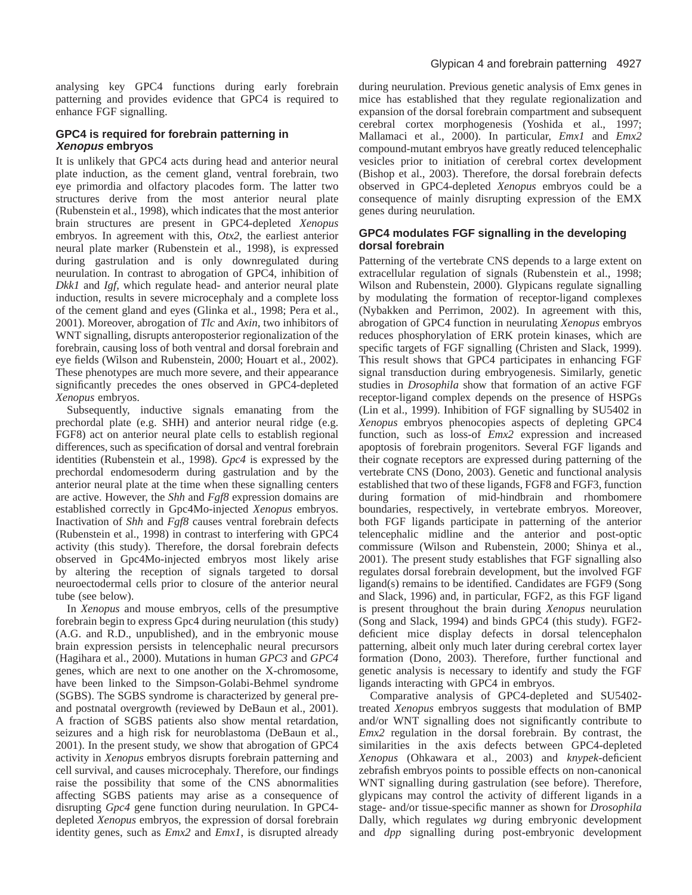analysing key GPC4 functions during early forebrain patterning and provides evidence that GPC4 is required to enhance FGF signalling.

### GPC4 is required for forebrain patterning in *Xenopus* embryos

It is unlikely that GPC4 acts during head and anterior neural plate induction, as the cement gland, ventral forebrain, two eye primordia and olfactory placodes form. The latter two structures derive from the most anterior neural plate (Rubenstein et al., 1998), which indicates that the most anterior brain structures are present in GPC4-depleted *Xenopus* embryos. In agreement with this, *Otx2*, the earliest anterior neural plate marker (Rubenstein et al., 1998), is expressed during gastrulation and is only downregulated during neurulation. In contrast to abrogation of GPC4, inhibition of *Dkk1* and *Igf*, which regulate head- and anterior neural plate induction, results in severe microcephaly and a complete loss of the cement gland and eyes (Glinka et al., 1998; Pera et al., 2001). Moreover, abrogation of *Tlc* and *Axin*, two inhibitors of WNT signalling, disrupts anteroposterior regionalization of the forebrain, causing loss of both ventral and dorsal forebrain and eye fields (Wilson and Rubenstein, 2000; Houart et al., 2002). These phenotypes are much more severe, and their appearance significantly precedes the ones observed in GPC4-depleted *Xenopus* embryos.

Subsequently, inductive signals emanating from the prechordal plate (e.g. SHH) and anterior neural ridge (e.g. FGF8) act on anterior neural plate cells to establish regional differences, such as specification of dorsal and ventral forebrain identities (Rubenstein et al., 1998). *Gpc4* is expressed by the prechordal endomesoderm during gastrulation and by the anterior neural plate at the time when these signalling centers are active. However, the *Shh* and *Fgf8* expression domains are established correctly in Gpc4Mo-injected *Xenopus* embryos. Inactivation of *Shh* and *Fgf8* causes ventral forebrain defects (Rubenstein et al., 1998) in contrast to interfering with GPC4 activity (this study). Therefore, the dorsal forebrain defects observed in Gpc4Mo-injected embryos most likely arise by altering the reception of signals targeted to dorsal neuroectodermal cells prior to closure of the anterior neural tube (see below).

In *Xenopus* and mouse embryos, cells of the presumptive forebrain begin to express Gpc4 during neurulation (this study) (A.G. and R.D., unpublished), and in the embryonic mouse brain expression persists in telencephalic neural precursors (Hagihara et al., 2000). Mutations in human *GPC3* and *GPC4* genes, which are next to one another on the X-chromosome, have been linked to the Simpson-Golabi-Behmel syndrome (SGBS). The SGBS syndrome is characterized by general pre- and postnatal overgrowth (reviewed by DeBaun et al., 2001). A fraction of SGBS patients also show mental retardation, seizures and a high risk for neuroblastoma (DeBaun et al., 2001). In the present study, we show that abrogation of GPC4 activity in *Xenopus* embryos disrupts forebrain patterning and cell survival, and causes microcephaly. Therefore, our findings raise the possibility that some of the CNS abnormalities affecting SGBS patients may arise as a consequence of disrupting *Gpc4* gene function during neurulation. In GPC4-depleted *Xenopus* embryos, the expression of dorsal forebrain identity genes, such as *Emx2* and *Emx1*, is disrupted already during neurulation. Previous genetic analysis of Emx genes in mice has established that they regulate regionalization and expansion of the dorsal forebrain compartment and subsequent cerebral cortex morphogenesis (Yoshida et al., 1997; Mallamaci et al., 2000). In particular, *Emx1* and *Emx2* compound-mutant embryos have greatly reduced telencephalic vesicles prior to initiation of cerebral cortex development (Bishop et al., 2003). Therefore, the dorsal forebrain defects observed in GPC4-depleted *Xenopus* embryos could be a consequence of mainly disrupting expression of the EMX genes during neurulation.

### GPC4 modulates FGF signalling in the developing dorsal forebrain

Patterning of the vertebrate CNS depends to a large extent on extracellular regulation of signals (Rubenstein et al., 1998; Wilson and Rubenstein, 2000). Glypicans regulate signalling by modulating the formation of receptor-ligand complexes (Nybakken and Perrimon, 2002). In agreement with this, abrogation of GPC4 function in neurulating *Xenopus* embryos reduces phosphorylation of ERK protein kinases, which are specific targets of FGF signalling (Christen and Slack, 1999). This result shows that GPC4 participates in enhancing FGF signal transduction during embryogenesis. Similarly, genetic studies in *Drosophila* show that formation of an active FGF receptor-ligand complex depends on the presence of HSPGs (Lin et al., 1999). Inhibition of FGF signalling by SU5402 in *Xenopus* embryos phenocopies aspects of depleting GPC4 function, such as loss-of *Emx2* expression and increased apoptosis of forebrain progenitors. Several FGF ligands and their cognate receptors are expressed during patterning of the vertebrate CNS (Dono, 2003). Genetic and functional analysis established that two of these ligands, FGF8 and FGF3, function during formation of mid-hindbrain and rhombomere boundaries, respectively, in vertebrate embryos. Moreover, both FGF ligands participate in patterning of the anterior telencephalic midline and the anterior and post-optic commissure (Wilson and Rubenstein, 2000; Shinya et al., 2001). The present study establishes that FGF signalling also regulates dorsal forebrain development, but the involved FGF ligand(s) remains to be identified. Candidates are FGF9 (Song and Slack, 1996) and, in particular, FGF2, as this FGF ligand is present throughout the brain during *Xenopus* neurulation (Song and Slack, 1994) and binds GPC4 (this study). FGF2-deficient mice display defects in dorsal telencephalon patterning, albeit only much later during cerebral cortex layer formation (Dono, 2003). Therefore, further functional and genetic analysis is necessary to identify and study the FGF ligands interacting with GPC4 in embryos.

Comparative analysis of GPC4-depleted and SU5402-treated *Xenopus* embryos suggests that modulation of BMP and/or WNT signalling does not significantly contribute to *Emx2* regulation in the dorsal forebrain. By contrast, the similarities in the axis defects between GPC4-depleted *Xenopus* (Ohkawara et al., 2003) and *knypek*-deficient zebrafish embryos points to possible effects on non-canonical WNT signalling during gastrulation (see before). Therefore, glypicans may control the activity of different ligands in a stage- and/or tissue-specific manner as shown for *Drosophila* Dally, which regulates *wg* during embryonic development and *dpp* signalling during post-embryonic development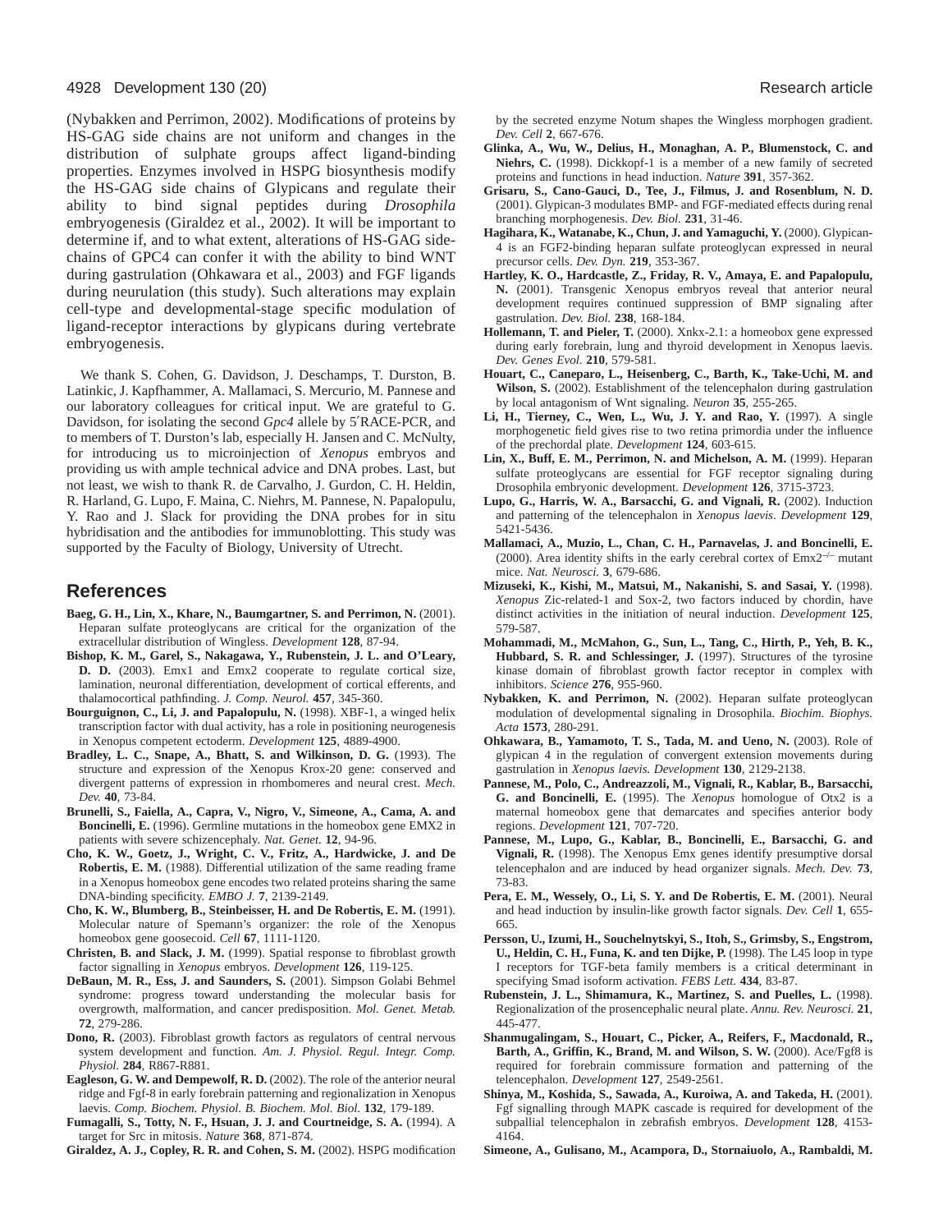(Nybakken and Perrimon, 2002). Modifications of proteins by HS-GAG side chains are not uniform and changes in the distribution of sulphate groups affect ligand-binding properties. Enzymes involved in HSPG biosynthesis modify the HS-GAG side chains of Glypicans and regulate their ability to bind signal peptides during *Drosophila* embryogenesis (Giraldez et al., 2002). It will be important to determine if, and to what extent, alterations of HS-GAG side-chains of GPC4 can confer it with the ability to bind WNT during gastrulation (Ohkawara et al., 2003) and FGF ligands during neurulation (this study). Such alterations may explain cell-type and developmental-stage specific modulation of ligand-receptor interactions by glypicans during vertebrate embryogenesis.

We thank S. Cohen, G. Davidson, J. Deschamps, T. Durston, B. Latinkic, J. Kapfhammer, A. Mallamaci, S. Mercurio, M. Pannese and our laboratory colleagues for critical input. We are grateful to G. Davidson, for isolating the second *Gpc4* allele by 5′RACE-PCR, and to members of T. Durston's lab, especially H. Jansen and C. McNulty, for introducing us to microinjection of *Xenopus* embryos and providing us with ample technical advice and DNA probes. Last, but not least, we wish to thank R. de Carvalho, J. Gurdon, C. H. Heldin, R. Harland, G. Lupo, F. Maina, C. Niehrs, M. Pannese, N. Papalopulu, Y. Rao and J. Slack for providing the DNA probes for in situ hybridisation and the antibodies for immunoblotting. This study was supported by the Faculty of Biology, University of Utrecht.

## References

**Baeg, G. H., Lin, X., Khare, N., Baumgartner, S. and Perrimon, N.** (2001). Heparan sulfate proteoglycans are critical for the organization of the extracellular distribution of Wingless. *Development* **128**, 87-94.

**Bishop, K. M., Garel, S., Nakagawa, Y., Rubenstein, J. L. and O'Leary, D. D.** (2003). Emx1 and Emx2 cooperate to regulate cortical size, lamination, neuronal differentiation, development of cortical efferents, and thalamocortical pathfinding. *J. Comp. Neurol.* **457**, 345-360.

**Bourguignon, C., Li, J. and Papalopulu, N.** (1998). XBF-1, a winged helix transcription factor with dual activity, has a role in positioning neurogenesis in Xenopus competent ectoderm. *Development* **125**, 4889-4900.

**Bradley, L. C., Snape, A., Bhatt, S. and Wilkinson, D. G.** (1993). The structure and expression of the Xenopus Krox-20 gene: conserved and divergent patterns of expression in rhombomeres and neural crest. *Mech. Dev.* **40**, 73-84.

**Brunelli, S., Faiella, A., Capra, V., Nigro, V., Simeone, A., Cama, A. and Boncinelli, E.** (1996). Germline mutations in the homeobox gene EMX2 in patients with severe schizencephaly. *Nat. Genet.* **12**, 94-96.

**Cho, K. W., Goetz, J., Wright, C. V., Fritz, A., Hardwicke, J. and De Robertis, E. M.** (1988). Differential utilization of the same reading frame in a Xenopus homeobox gene encodes two related proteins sharing the same DNA-binding specificity. *EMBO J.* **7**, 2139-2149.

**Cho, K. W., Blumberg, B., Steinbeisser, H. and De Robertis, E. M.** (1991). Molecular nature of Spemann's organizer: the role of the Xenopus homeobox gene goosecoid. *Cell* **67**, 1111-1120.

**Christen, B. and Slack, J. M.** (1999). Spatial response to fibroblast growth factor signalling in *Xenopus* embryos. *Development* **126**, 119-125.

**DeBaun, M. R., Ess, J. and Saunders, S.** (2001). Simpson Golabi Behmel syndrome: progress toward understanding the molecular basis for overgrowth, malformation, and cancer predisposition. *Mol. Genet. Metab.* **72**, 279-286.

**Dono, R.** (2003). Fibroblast growth factors as regulators of central nervous system development and function. *Am. J. Physiol. Regul. Integr. Comp. Physiol.* **284**, R867-R881.

**Eagleson, G. W. and Dempewolf, R. D.** (2002). The role of the anterior neural ridge and Fgf-8 in early forebrain patterning and regionalization in Xenopus laevis. *Comp. Biochem. Physiol. B. Biochem. Mol. Biol.* **132**, 179-189.

**Fumagalli, S., Totty, N. F., Hsuan, J. J. and Courtneidge, S. A.** (1994). A target for Src in mitosis. *Nature* **368**, 871-874.

**Giraldez, A. J., Copley, R. R. and Cohen, S. M.** (2002). HSPG modification by the secreted enzyme Notum shapes the Wingless morphogen gradient. *Dev. Cell* **2**, 667-676.

**Glinka, A., Wu, W., Delius, H., Monaghan, A. P., Blumenstock, C. and Niehrs, C.** (1998). Dickkopf-1 is a member of a new family of secreted proteins and functions in head induction. *Nature* **391**, 357-362.

**Grisaru, S., Cano-Gauci, D., Tee, J., Filmus, J. and Rosenblum, N. D.** (2001). Glypican-3 modulates BMP- and FGF-mediated effects during renal branching morphogenesis. *Dev. Biol.* **231**, 31-46.

**Hagihara, K., Watanabe, K., Chun, J. and Yamaguchi, Y.** (2000). Glypican-4 is an FGF2-binding heparan sulfate proteoglycan expressed in neural precursor cells. *Dev. Dyn.* **219**, 353-367.

**Hartley, K. O., Hardcastle, Z., Friday, R. V., Amaya, E. and Papalopulu, N.** (2001). Transgenic Xenopus embryos reveal that anterior neural development requires continued suppression of BMP signaling after gastrulation. *Dev. Biol.* **238**, 168-184.

**Hollemann, T. and Pieler, T.** (2000). Xnkx-2.1: a homeobox gene expressed during early forebrain, lung and thyroid development in Xenopus laevis. *Dev. Genes Evol.* **210**, 579-581.

**Houart, C., Caneparo, L., Heisenberg, C., Barth, K., Take-Uchi, M. and Wilson, S.** (2002). Establishment of the telencephalon during gastrulation by local antagonism of Wnt signaling. *Neuron* **35**, 255-265.

**Li, H., Tierney, C., Wen, L., Wu, J. Y. and Rao, Y.** (1997). A single morphogenetic field gives rise to two retina primordia under the influence of the prechordal plate. *Development* **124**, 603-615.

**Lin, X., Buff, E. M., Perrimon, N. and Michelson, A. M.** (1999). Heparan sulfate proteoglycans are essential for FGF receptor signaling during Drosophila embryonic development. *Development* **126**, 3715-3723.

**Lupo, G., Harris, W. A., Barsacchi, G. and Vignali, R.** (2002). Induction and patterning of the telencephalon in *Xenopus laevis*. *Development* **129**, 5421-5436.

**Mallamaci, A., Muzio, L., Chan, C. H., Parnavelas, J. and Boncinelli, E.** (2000). Area identity shifts in the early cerebral cortex of Emx2$^{-/-}$ mutant mice. *Nat. Neurosci.* **3**, 679-686.

**Mizuseki, K., Kishi, M., Matsui, M., Nakanishi, S. and Sasai, Y.** (1998). *Xenopus* Zic-related-1 and Sox-2, two factors induced by chordin, have distinct activities in the initiation of neural induction. *Development* **125**, 579-587.

**Mohammadi, M., McMahon, G., Sun, L., Tang, C., Hirth, P., Yeh, B. K., Hubbard, S. R. and Schlessinger, J.** (1997). Structures of the tyrosine kinase domain of fibroblast growth factor receptor in complex with inhibitors. *Science* **276**, 955-960.

**Nybakken, K. and Perrimon, N.** (2002). Heparan sulfate proteoglycan modulation of developmental signaling in Drosophila. *Biochim. Biophys. Acta* **1573**, 280-291.

**Ohkawara, B., Yamamoto, T. S., Tada, M. and Ueno, N.** (2003). Role of glypican 4 in the regulation of convergent extension movements during gastrulation in *Xenopus laevis.* *Development* **130**, 2129-2138.

**Pannese, M., Polo, C., Andreazzoli, M., Vignali, R., Kablar, B., Barsacchi, G. and Boncinelli, E.** (1995). The *Xenopus* homologue of Otx2 is a maternal homeobox gene that demarcates and specifies anterior body regions. *Development* **121**, 707-720.

**Pannese, M., Lupo, G., Kablar, B., Boncinelli, E., Barsacchi, G. and Vignali, R.** (1998). The Xenopus Emx genes identify presumptive dorsal telencephalon and are induced by head organizer signals. *Mech. Dev.* **73**, 73-83.

**Pera, E. M., Wessely, O., Li, S. Y. and De Robertis, E. M.** (2001). Neural and head induction by insulin-like growth factor signals. *Dev. Cell* **1**, 655-665.

**Persson, U., Izumi, H., Souchelnytskyi, S., Itoh, S., Grimsby, S., Engstrom, U., Heldin, C. H., Funa, K. and ten Dijke, P.** (1998). The L45 loop in type I receptors for TGF-beta family members is a critical determinant in specifying Smad isoform activation. *FEBS Lett.* **434**, 83-87.

**Rubenstein, J. L., Shimamura, K., Martinez, S. and Puelles, L.** (1998). Regionalization of the prosencephalic neural plate. *Annu. Rev. Neurosci.* **21**, 445-477.

**Shanmugalingam, S., Houart, C., Picker, A., Reifers, F., Macdonald, R., Barth, A., Griffin, K., Brand, M. and Wilson, S. W.** (2000). Ace/Fgf8 is required for forebrain commissure formation and patterning of the telencephalon. *Development* **127**, 2549-2561.

**Shinya, M., Koshida, S., Sawada, A., Kuroiwa, A. and Takeda, H.** (2001). Fgf signalling through MAPK cascade is required for development of the subpallial telencephalon in zebrafish embryos. *Development* **128**, 4153-4164.

**Simeone, A., Gulisano, M., Acampora, D., Stornaiuolo, A., Rambaldi, M.**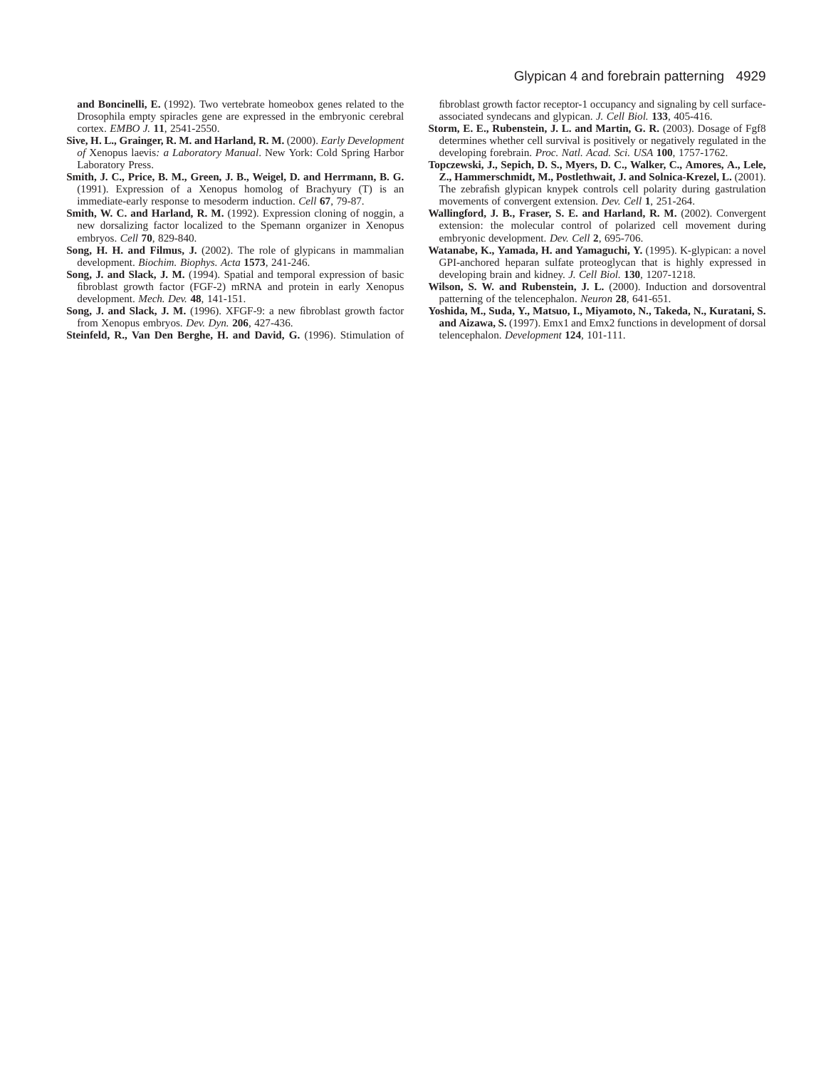**and Boncinelli, E.** (1992). Two vertebrate homeobox genes related to the Drosophila empty spiracles gene are expressed in the embryonic cerebral cortex. *EMBO J.* **11**, 2541-2550.

**Sive, H. L., Grainger, R. M. and Harland, R. M.** (2000). *Early Development of* Xenopus laevis*: a Laboratory Manual*. New York: Cold Spring Harbor Laboratory Press.

**Smith, J. C., Price, B. M., Green, J. B., Weigel, D. and Herrmann, B. G.** (1991). Expression of a Xenopus homolog of Brachyury (T) is an immediate-early response to mesoderm induction. *Cell* **67**, 79-87.

**Smith, W. C. and Harland, R. M.** (1992). Expression cloning of noggin, a new dorsalizing factor localized to the Spemann organizer in Xenopus embryos. *Cell* **70**, 829-840.

**Song, H. H. and Filmus, J.** (2002). The role of glypicans in mammalian development. *Biochim. Biophys. Acta* **1573**, 241-246.

**Song, J. and Slack, J. M.** (1994). Spatial and temporal expression of basic fibroblast growth factor (FGF-2) mRNA and protein in early Xenopus development. *Mech. Dev.* **48**, 141-151.

**Song, J. and Slack, J. M.** (1996). XFGF-9: a new fibroblast growth factor from Xenopus embryos. *Dev. Dyn.* **206**, 427-436.

**Steinfeld, R., Van Den Berghe, H. and David, G.** (1996). Stimulation of fibroblast growth factor receptor-1 occupancy and signaling by cell surface-associated syndecans and glypican. *J. Cell Biol.* **133**, 405-416.

**Storm, E. E., Rubenstein, J. L. and Martin, G. R.** (2003). Dosage of Fgf8 determines whether cell survival is positively or negatively regulated in the developing forebrain. *Proc. Natl. Acad. Sci. USA* **100**, 1757-1762.

**Topczewski, J., Sepich, D. S., Myers, D. C., Walker, C., Amores, A., Lele, Z., Hammerschmidt, M., Postlethwait, J. and Solnica-Krezel, L.** (2001). The zebrafish glypican knypek controls cell polarity during gastrulation movements of convergent extension. *Dev. Cell* **1**, 251-264.

**Wallingford, J. B., Fraser, S. E. and Harland, R. M.** (2002). Convergent extension: the molecular control of polarized cell movement during embryonic development. *Dev. Cell* **2**, 695-706.

**Watanabe, K., Yamada, H. and Yamaguchi, Y.** (1995). K-glypican: a novel GPI-anchored heparan sulfate proteoglycan that is highly expressed in developing brain and kidney. *J. Cell Biol.* **130**, 1207-1218.

**Wilson, S. W. and Rubenstein, J. L.** (2000). Induction and dorsoventral patterning of the telencephalon. *Neuron* **28**, 641-651.

**Yoshida, M., Suda, Y., Matsuo, I., Miyamoto, N., Takeda, N., Kuratani, S. and Aizawa, S.** (1997). Emx1 and Emx2 functions in development of dorsal telencephalon. *Development* **124**, 101-111.